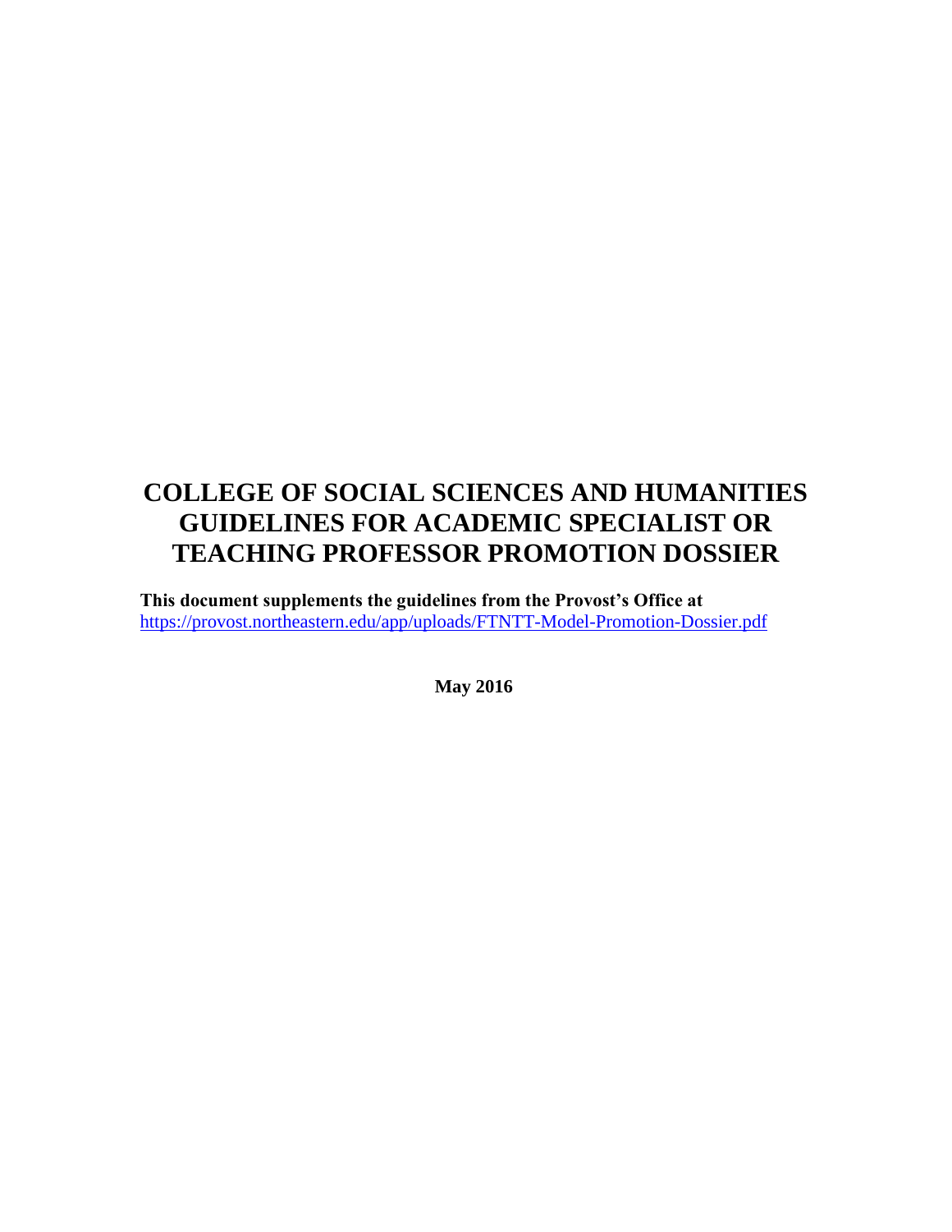# COLLEGE OF SOCIAL SCIENCES AND HUMANITIES GUIDELINES FOR ACADEMIC SPECIALIST OR TEACHING PROFESSOR PROMOTION DOSSIER

**This document supplements the guidelines from the Provost's Office at** https://provost.northeastern.edu/app/uploads/FTNTT-Model-Promotion-Dossier.pdf

**May 2016**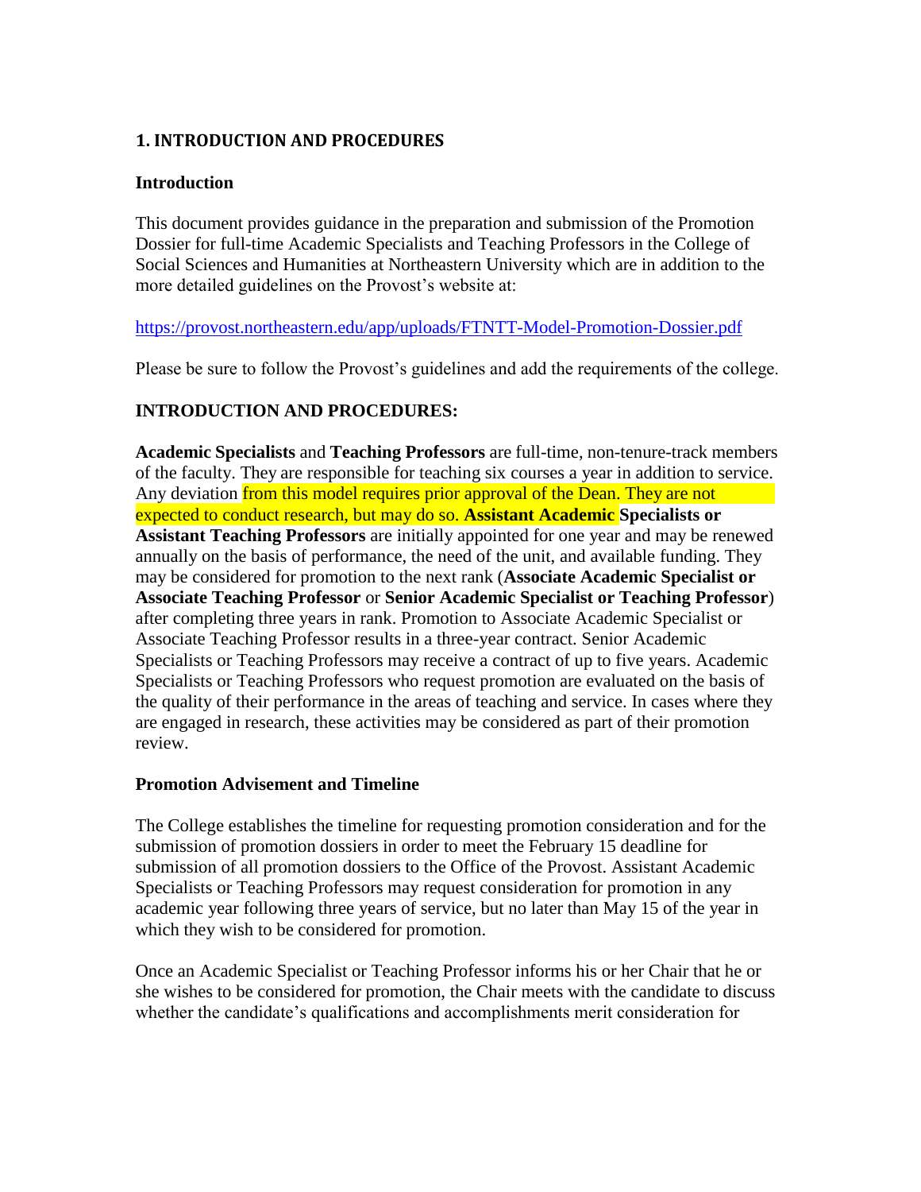## 1. INTRODUCTION AND PROCEDURES

### Introduction

This document provides guidance in the preparation and submission of the Promotion Dossier for full-time Academic Specialists and Teaching Professors in the College of Social Sciences and Humanities at Northeastern University which are in addition to the more detailed guidelines on the Provost's website at:

https://provost.northeastern.edu/app/uploads/FTNTT-Model-Promotion-Dossier.pdf

Please be sure to follow the Provost's guidelines and add the requirements of the college.

### INTRODUCTION AND PROCEDURES:

**Academic Specialists** and **Teaching Professors** are full-time, non-tenure-track members of the faculty. They are responsible for teaching six courses a year in addition to service. Any deviation from this model requires prior approval of the Dean. They are not expected to conduct research, but may do so. **Assistant Academic Specialists or Assistant Teaching Professors** are initially appointed for one year and may be renewed annually on the basis of performance, the need of the unit, and available funding. They may be considered for promotion to the next rank (**Associate Academic Specialist or Associate Teaching Professor** or **Senior Academic Specialist or Teaching Professor**) after completing three years in rank. Promotion to Associate Academic Specialist or Associate Teaching Professor results in a three-year contract. Senior Academic Specialists or Teaching Professors may receive a contract of up to five years. Academic Specialists or Teaching Professors who request promotion are evaluated on the basis of the quality of their performance in the areas of teaching and service. In cases where they are engaged in research, these activities may be considered as part of their promotion review.

### Promotion Advisement and Timeline

The College establishes the timeline for requesting promotion consideration and for the submission of promotion dossiers in order to meet the February 15 deadline for submission of all promotion dossiers to the Office of the Provost. Assistant Academic Specialists or Teaching Professors may request consideration for promotion in any academic year following three years of service, but no later than May 15 of the year in which they wish to be considered for promotion.

Once an Academic Specialist or Teaching Professor informs his or her Chair that he or she wishes to be considered for promotion, the Chair meets with the candidate to discuss whether the candidate's qualifications and accomplishments merit consideration for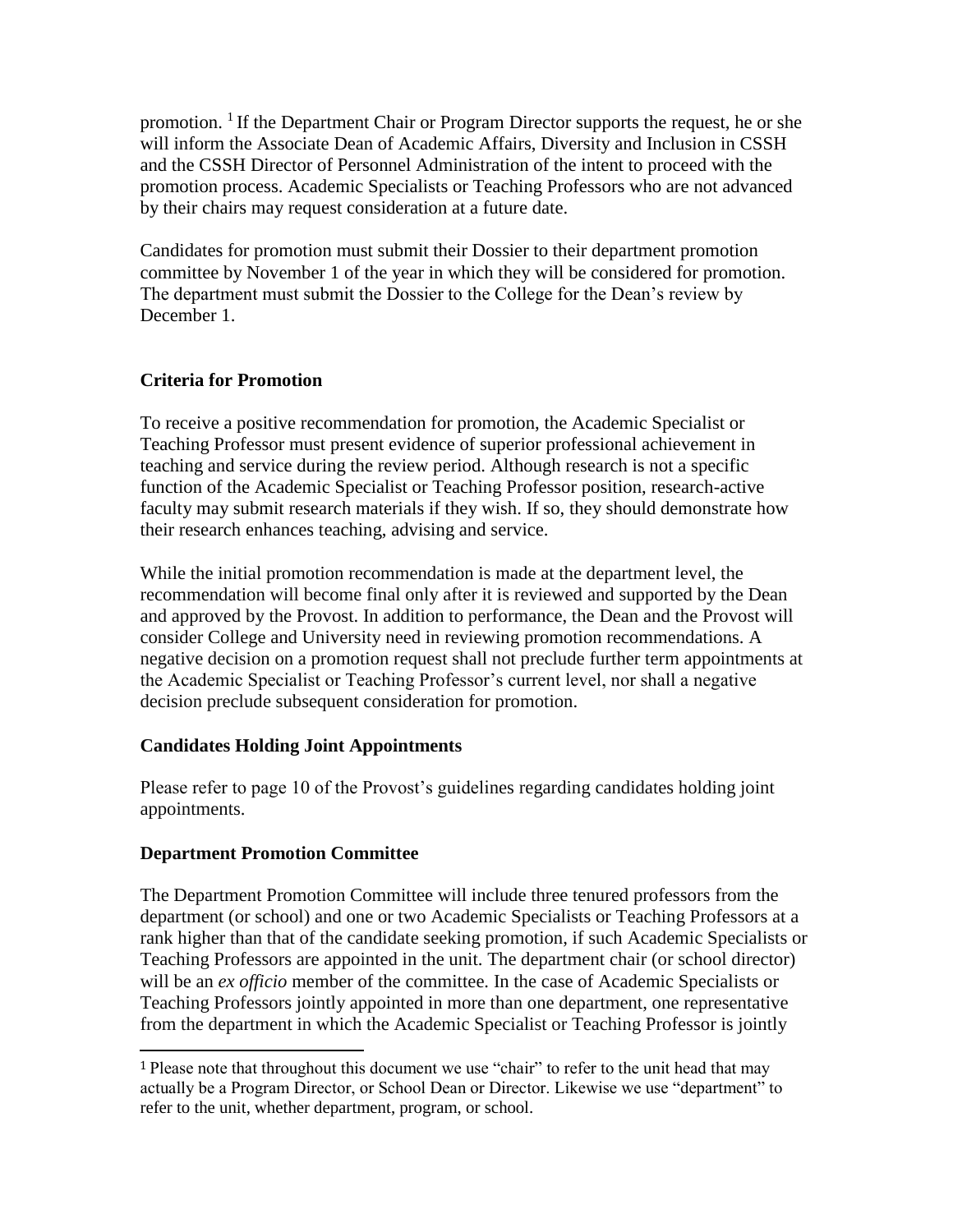promotion. [1] If the Department Chair or Program Director supports the request, he or she will inform the Associate Dean of Academic Affairs, Diversity and Inclusion in CSSH and the CSSH Director of Personnel Administration of the intent to proceed with the promotion process. Academic Specialists or Teaching Professors who are not advanced by their chairs may request consideration at a future date.

Candidates for promotion must submit their Dossier to their department promotion committee by November 1 of the year in which they will be considered for promotion. The department must submit the Dossier to the College for the Dean's review by December 1.

**Criteria for Promotion**

To receive a positive recommendation for promotion, the Academic Specialist or Teaching Professor must present evidence of superior professional achievement in teaching and service during the review period. Although research is not a specific function of the Academic Specialist or Teaching Professor position, research-active faculty may submit research materials if they wish. If so, they should demonstrate how their research enhances teaching, advising and service.

While the initial promotion recommendation is made at the department level, the recommendation will become final only after it is reviewed and supported by the Dean and approved by the Provost. In addition to performance, the Dean and the Provost will consider College and University need in reviewing promotion recommendations. A negative decision on a promotion request shall not preclude further term appointments at the Academic Specialist or Teaching Professor's current level, nor shall a negative decision preclude subsequent consideration for promotion.

**Candidates Holding Joint Appointments**

Please refer to page 10 of the Provost's guidelines regarding candidates holding joint appointments.

**Department Promotion Committee**

The Department Promotion Committee will include three tenured professors from the department (or school) and one or two Academic Specialists or Teaching Professors at a rank higher than that of the candidate seeking promotion, if such Academic Specialists or Teaching Professors are appointed in the unit. The department chair (or school director) will be an *ex officio* member of the committee. In the case of Academic Specialists or Teaching Professors jointly appointed in more than one department, one representative from the department in which the Academic Specialist or Teaching Professor is jointly

[1] Please note that throughout this document we use "chair" to refer to the unit head that may actually be a Program Director, or School Dean or Director. Likewise we use "department" to refer to the unit, whether department, program, or school.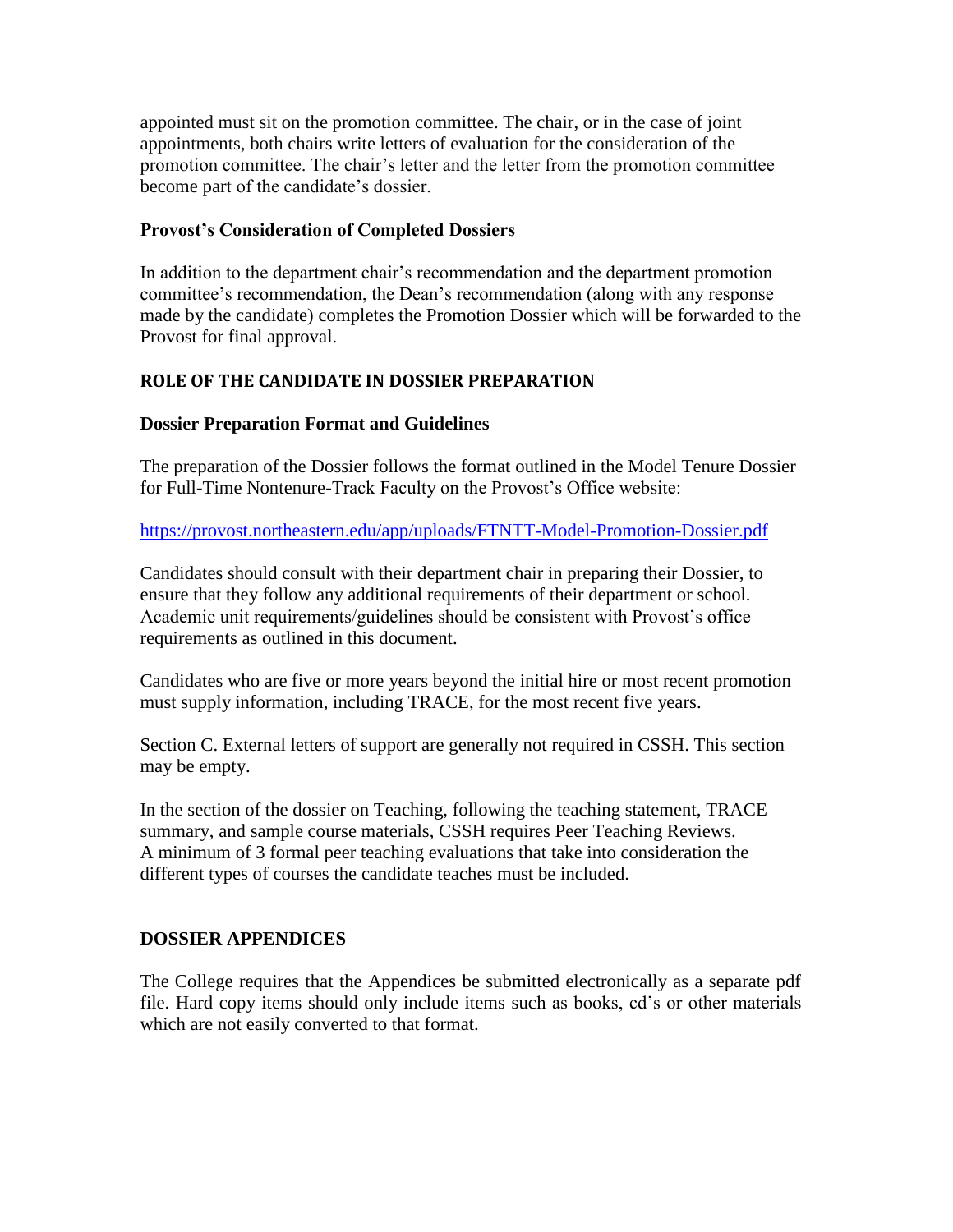appointed must sit on the promotion committee. The chair, or in the case of joint appointments, both chairs write letters of evaluation for the consideration of the promotion committee. The chair's letter and the letter from the promotion committee become part of the candidate's dossier.

### Provost's Consideration of Completed Dossiers

In addition to the department chair's recommendation and the department promotion committee's recommendation, the Dean's recommendation (along with any response made by the candidate) completes the Promotion Dossier which will be forwarded to the Provost for final approval.

## ROLE OF THE CANDIDATE IN DOSSIER PREPARATION

### Dossier Preparation Format and Guidelines

The preparation of the Dossier follows the format outlined in the Model Tenure Dossier for Full-Time Nontenure-Track Faculty on the Provost's Office website:

https://provost.northeastern.edu/app/uploads/FTNTT-Model-Promotion-Dossier.pdf

Candidates should consult with their department chair in preparing their Dossier, to ensure that they follow any additional requirements of their department or school. Academic unit requirements/guidelines should be consistent with Provost's office requirements as outlined in this document.

Candidates who are five or more years beyond the initial hire or most recent promotion must supply information, including TRACE, for the most recent five years.

Section C. External letters of support are generally not required in CSSH. This section may be empty.

In the section of the dossier on Teaching, following the teaching statement, TRACE summary, and sample course materials, CSSH requires Peer Teaching Reviews. A minimum of 3 formal peer teaching evaluations that take into consideration the different types of courses the candidate teaches must be included.

## DOSSIER APPENDICES

The College requires that the Appendices be submitted electronically as a separate pdf file. Hard copy items should only include items such as books, cd's or other materials which are not easily converted to that format.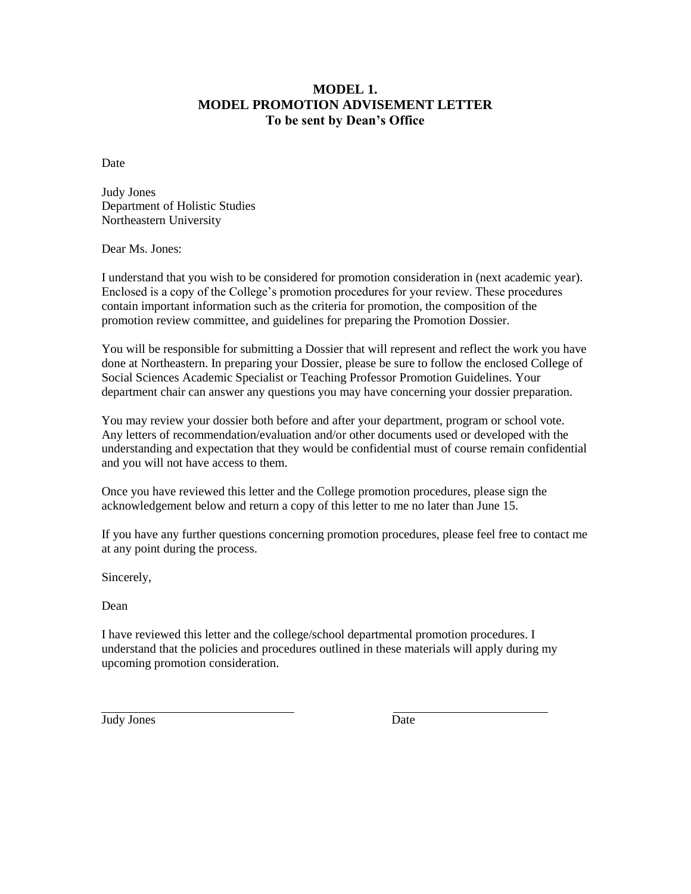**MODEL 1.**
**MODEL PROMOTION ADVISEMENT LETTER**
**To be sent by Dean's Office**

Date

Judy Jones
Department of Holistic Studies
Northeastern University

Dear Ms. Jones:

I understand that you wish to be considered for promotion consideration in (next academic year). Enclosed is a copy of the College's promotion procedures for your review. These procedures contain important information such as the criteria for promotion, the composition of the promotion review committee, and guidelines for preparing the Promotion Dossier.

You will be responsible for submitting a Dossier that will represent and reflect the work you have done at Northeastern. In preparing your Dossier, please be sure to follow the enclosed College of Social Sciences Academic Specialist or Teaching Professor Promotion Guidelines. Your department chair can answer any questions you may have concerning your dossier preparation.

You may review your dossier both before and after your department, program or school vote. Any letters of recommendation/evaluation and/or other documents used or developed with the understanding and expectation that they would be confidential must of course remain confidential and you will not have access to them.

Once you have reviewed this letter and the College promotion procedures, please sign the acknowledgement below and return a copy of this letter to me no later than June 15.

If you have any further questions concerning promotion procedures, please feel free to contact me at any point during the process.

Sincerely,

Dean

I have reviewed this letter and the college/school departmental promotion procedures. I understand that the policies and procedures outlined in these materials will apply during my upcoming promotion consideration.

\_\_\_\_\_\_\_\_\_\_\_\_\_\_\_\_\_\_\_\_\_\_\_\_\_\_\_\_\_\_ \_\_\_\_\_\_\_\_\_\_\_\_\_\_\_\_\_\_\_\_\_\_\_\_
Judy Jones Date